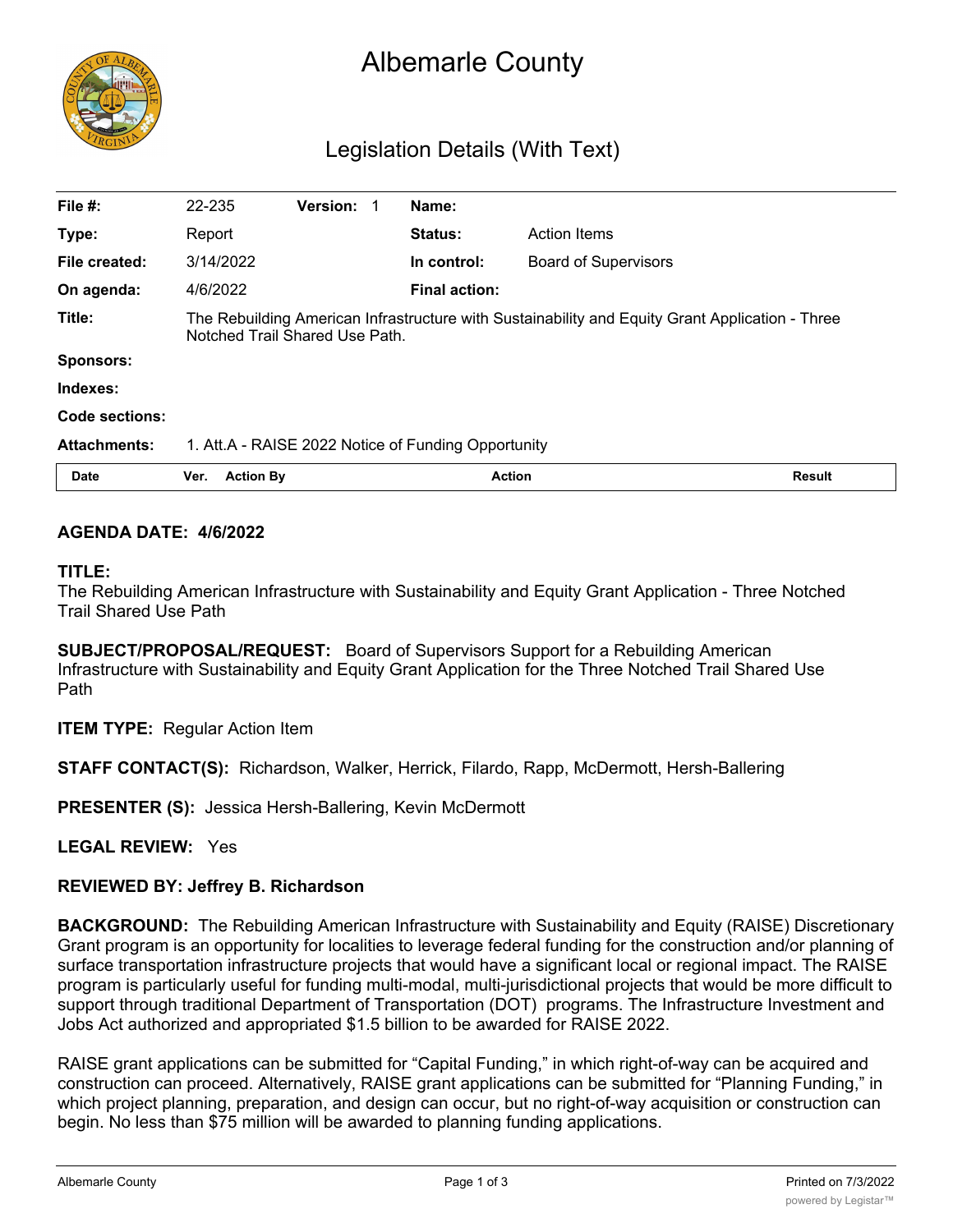# Albemarle County

## Legislation Details (With Text)

| | | | | | |
|---|---|---|---|---|---|
| **File #:** | 22-235 | **Version:** 1 | **Name:** | | |
| **Type:** | Report | | **Status:** | Action Items | |
| **File created:** | 3/14/2022 | | **In control:** | Board of Supervisors | |
| **On agenda:** | 4/6/2022 | | **Final action:** | | |
| **Title:** | The Rebuilding American Infrastructure with Sustainability and Equity Grant Application - Three Notched Trail Shared Use Path. | | | | |
| **Sponsors:** | | | | | |
| **Indexes:** | | | | | |
| **Code sections:** | | | | | |
| **Attachments:** | 1. Att.A - RAISE 2022 Notice of Funding Opportunity | | | | |

| Date | Ver. | Action By | Action | Result |
|---|---|---|---|---|

**AGENDA DATE: 4/6/2022**

**TITLE:**
The Rebuilding American Infrastructure with Sustainability and Equity Grant Application - Three Notched Trail Shared Use Path

**SUBJECT/PROPOSAL/REQUEST:** Board of Supervisors Support for a Rebuilding American Infrastructure with Sustainability and Equity Grant Application for the Three Notched Trail Shared Use Path

**ITEM TYPE:** Regular Action Item

**STAFF CONTACT(S):** Richardson, Walker, Herrick, Filardo, Rapp, McDermott, Hersh-Ballering

**PRESENTER (S):** Jessica Hersh-Ballering, Kevin McDermott

**LEGAL REVIEW:** Yes

**REVIEWED BY: Jeffrey B. Richardson**

**BACKGROUND:** The Rebuilding American Infrastructure with Sustainability and Equity (RAISE) Discretionary Grant program is an opportunity for localities to leverage federal funding for the construction and/or planning of surface transportation infrastructure projects that would have a significant local or regional impact. The RAISE program is particularly useful for funding multi-modal, multi-jurisdictional projects that would be more difficult to support through traditional Department of Transportation (DOT) programs. The Infrastructure Investment and Jobs Act authorized and appropriated $1.5 billion to be awarded for RAISE 2022.

RAISE grant applications can be submitted for "Capital Funding," in which right-of-way can be acquired and construction can proceed. Alternatively, RAISE grant applications can be submitted for "Planning Funding," in which project planning, preparation, and design can occur, but no right-of-way acquisition or construction can begin. No less than $75 million will be awarded to planning funding applications.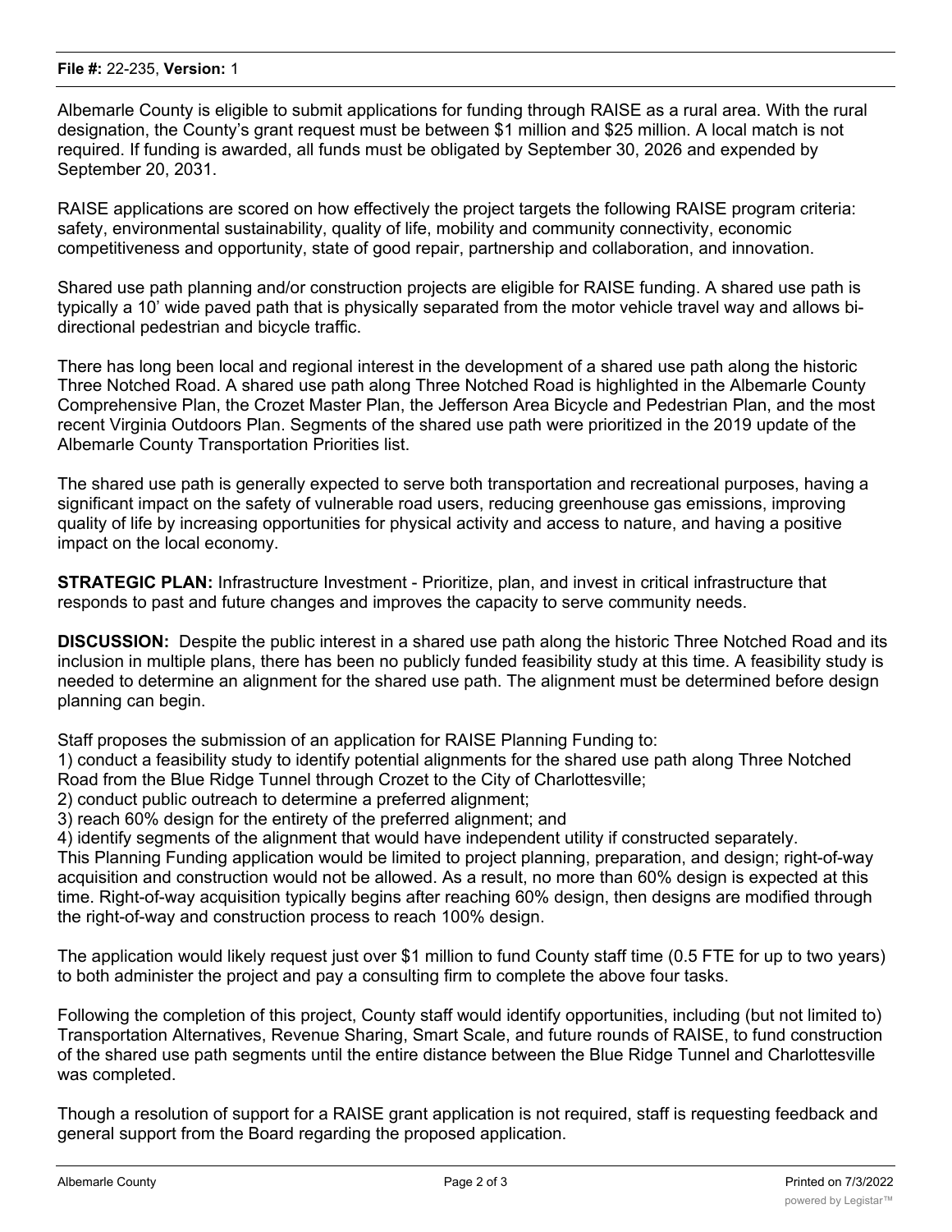Albemarle County is eligible to submit applications for funding through RAISE as a rural area. With the rural designation, the County's grant request must be between $1 million and $25 million. A local match is not required. If funding is awarded, all funds must be obligated by September 30, 2026 and expended by September 20, 2031.

RAISE applications are scored on how effectively the project targets the following RAISE program criteria: safety, environmental sustainability, quality of life, mobility and community connectivity, economic competitiveness and opportunity, state of good repair, partnership and collaboration, and innovation.

Shared use path planning and/or construction projects are eligible for RAISE funding. A shared use path is typically a 10' wide paved path that is physically separated from the motor vehicle travel way and allows bi-directional pedestrian and bicycle traffic.

There has long been local and regional interest in the development of a shared use path along the historic Three Notched Road. A shared use path along Three Notched Road is highlighted in the Albemarle County Comprehensive Plan, the Crozet Master Plan, the Jefferson Area Bicycle and Pedestrian Plan, and the most recent Virginia Outdoors Plan. Segments of the shared use path were prioritized in the 2019 update of the Albemarle County Transportation Priorities list.

The shared use path is generally expected to serve both transportation and recreational purposes, having a significant impact on the safety of vulnerable road users, reducing greenhouse gas emissions, improving quality of life by increasing opportunities for physical activity and access to nature, and having a positive impact on the local economy.

**STRATEGIC PLAN:** Infrastructure Investment - Prioritize, plan, and invest in critical infrastructure that responds to past and future changes and improves the capacity to serve community needs.

**DISCUSSION:** Despite the public interest in a shared use path along the historic Three Notched Road and its inclusion in multiple plans, there has been no publicly funded feasibility study at this time. A feasibility study is needed to determine an alignment for the shared use path. The alignment must be determined before design planning can begin.

Staff proposes the submission of an application for RAISE Planning Funding to:

1) conduct a feasibility study to identify potential alignments for the shared use path along Three Notched Road from the Blue Ridge Tunnel through Crozet to the City of Charlottesville;
2) conduct public outreach to determine a preferred alignment;
3) reach 60% design for the entirety of the preferred alignment; and
4) identify segments of the alignment that would have independent utility if constructed separately.

This Planning Funding application would be limited to project planning, preparation, and design; right-of-way acquisition and construction would not be allowed. As a result, no more than 60% design is expected at this time. Right-of-way acquisition typically begins after reaching 60% design, then designs are modified through the right-of-way and construction process to reach 100% design.

The application would likely request just over $1 million to fund County staff time (0.5 FTE for up to two years) to both administer the project and pay a consulting firm to complete the above four tasks.

Following the completion of this project, County staff would identify opportunities, including (but not limited to) Transportation Alternatives, Revenue Sharing, Smart Scale, and future rounds of RAISE, to fund construction of the shared use path segments until the entire distance between the Blue Ridge Tunnel and Charlottesville was completed.

Though a resolution of support for a RAISE grant application is not required, staff is requesting feedback and general support from the Board regarding the proposed application.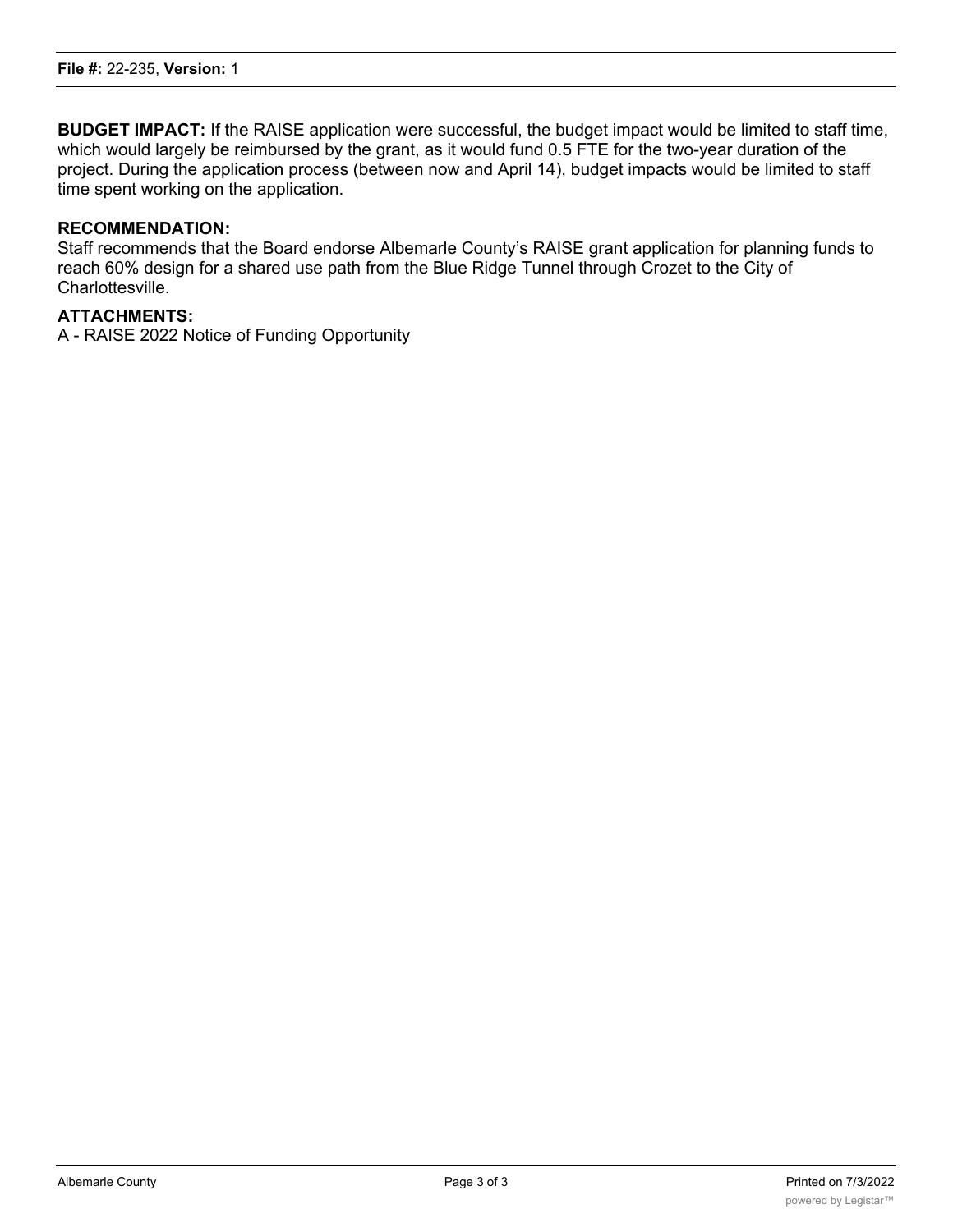**BUDGET IMPACT:** If the RAISE application were successful, the budget impact would be limited to staff time, which would largely be reimbursed by the grant, as it would fund 0.5 FTE for the two-year duration of the project. During the application process (between now and April 14), budget impacts would be limited to staff time spent working on the application.

**RECOMMENDATION:**
Staff recommends that the Board endorse Albemarle County's RAISE grant application for planning funds to reach 60% design for a shared use path from the Blue Ridge Tunnel through Crozet to the City of Charlottesville.

**ATTACHMENTS:**
A - RAISE 2022 Notice of Funding Opportunity